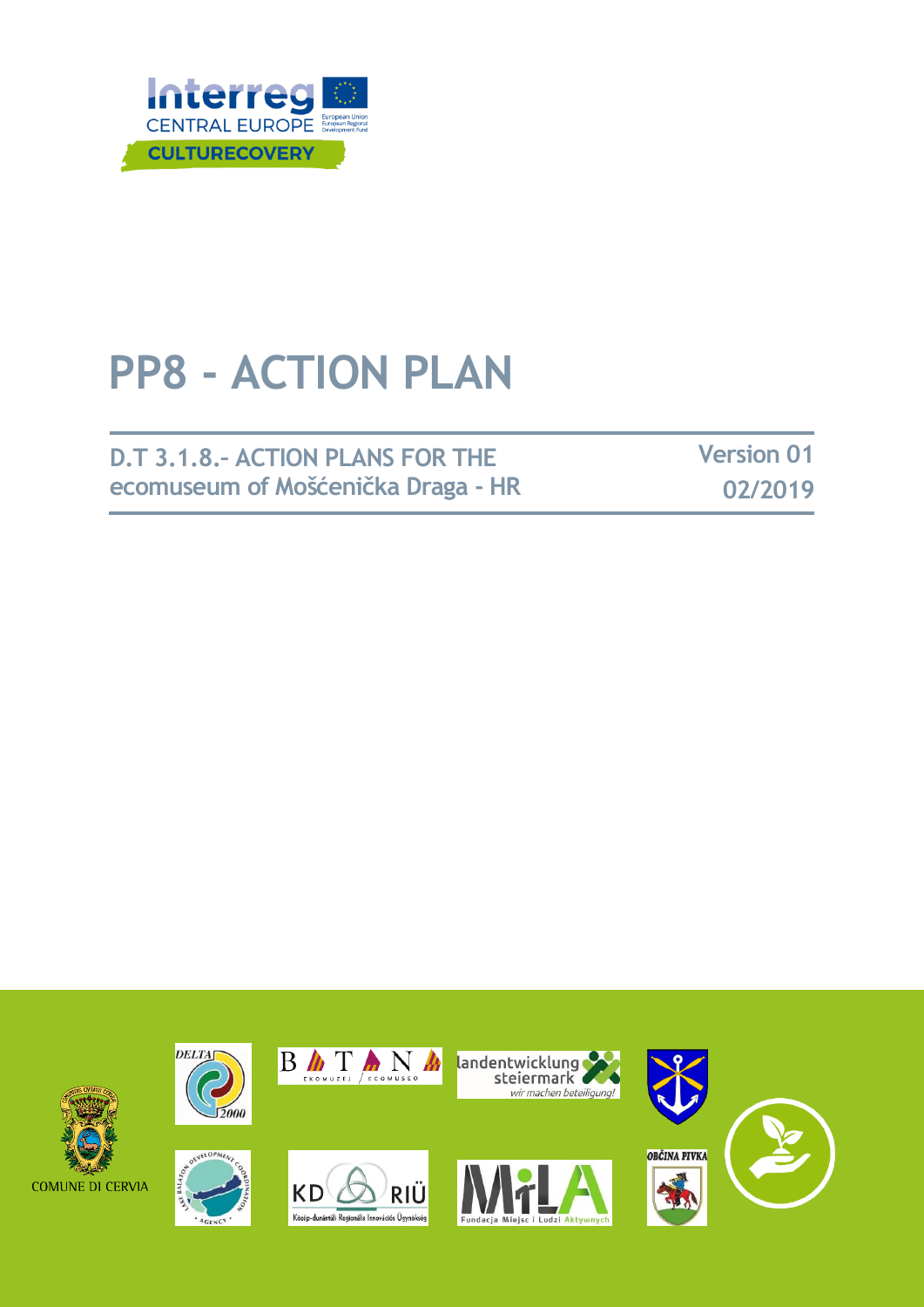# PP8 - ACTION PLAN

**D.T 3.1.8.- ACTION PLANS FOR THE ecomuseum of Mošćenička Draga - HR**

**Version 01**
**02/2019**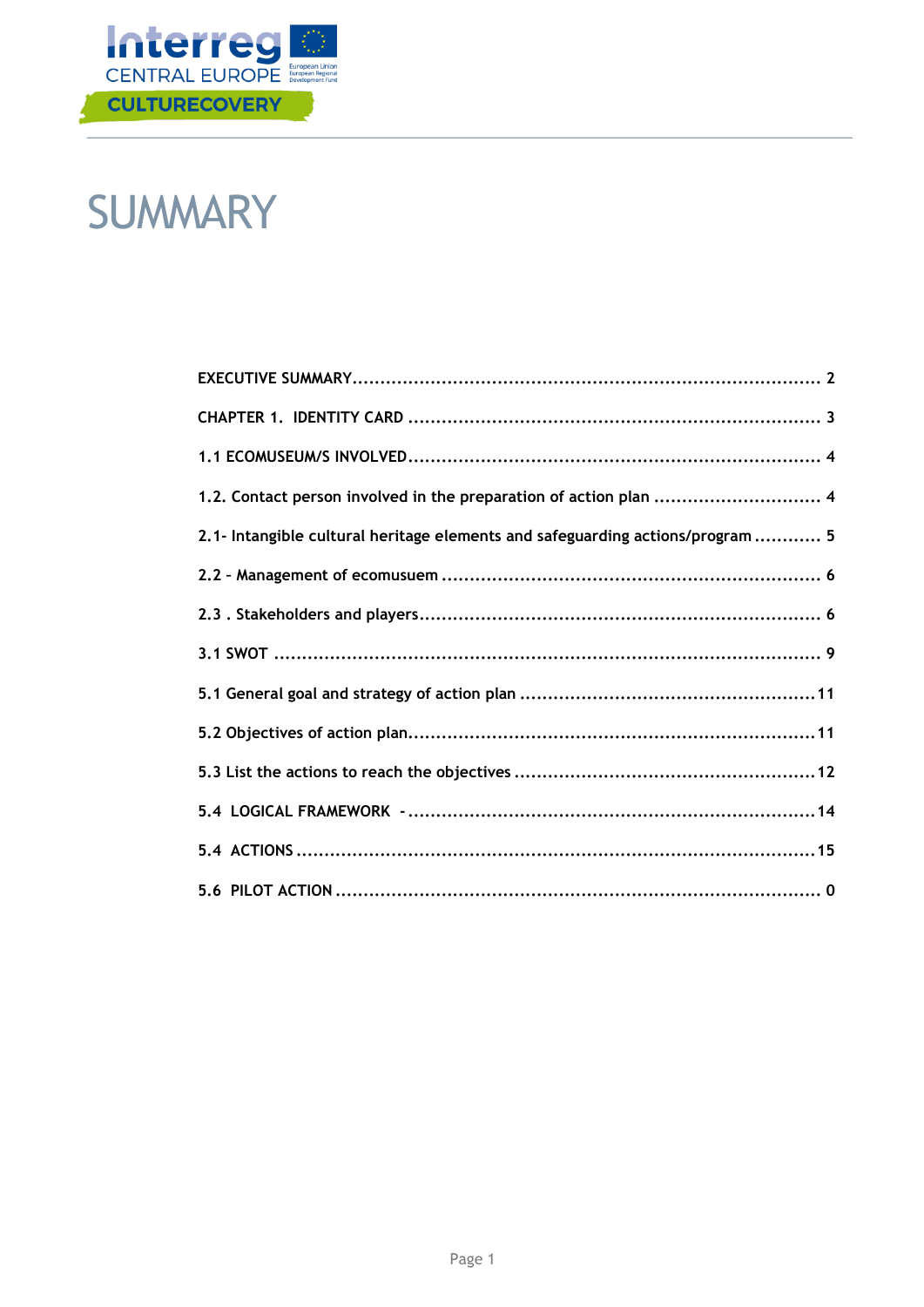# SUMMARY

EXECUTIVE SUMMARY ........................................................................... 2

CHAPTER 1. IDENTITY CARD ........................................................................... 3

1.1 ECOMUSEUM/S INVOLVED ........................................................................... 4

1.2. Contact person involved in the preparation of action plan ........................................ 4

2.1- Intangible cultural heritage elements and safeguarding actions/program ............ 5

2.2 – Management of ecomusuem ........................................................................... 6

2.3 . Stakeholders and players ........................................................................... 6

3.1 SWOT ........................................................................... 9

5.1 General goal and strategy of action plan ........................................................ 11

5.2 Objectives of action plan ........................................................................... 11

5.3 List the actions to reach the objectives ........................................................ 12

5.4 LOGICAL FRAMEWORK - ........................................................................... 14

5.4 ACTIONS ........................................................................... 15

5.6 PILOT ACTION ........................................................................... 0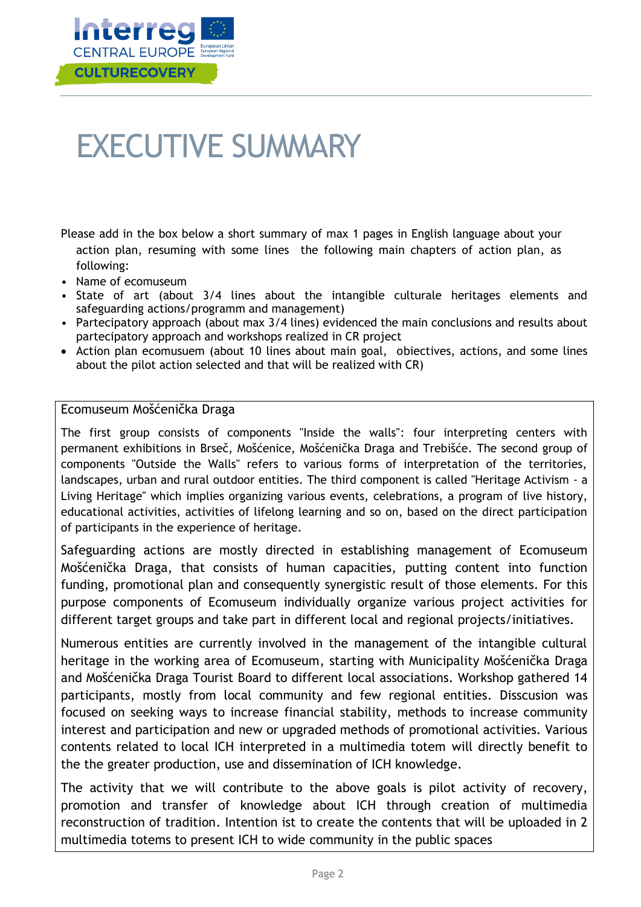# EXECUTIVE SUMMARY

Please add in the box below a short summary of max 1 pages in English language about your action plan, resuming with some lines the following main chapters of action plan, as following:

- Name of ecomuseum
- State of art (about 3/4 lines about the intangible culturale heritages elements and safeguarding actions/programm and management)
- Partecipatory approach (about max 3/4 lines) evidenced the main conclusions and results about partecipatory approach and workshops realized in CR project
- Action plan ecomusuem (about 10 lines about main goal, obiectives, actions, and some lines about the pilot action selected and that will be realized with CR)

Ecomuseum Mošćenička Draga

The first group consists of components "Inside the walls": four interpreting centers with permanent exhibitions in Brseč, Mošćenice, Mošćenička Draga and Trebišće. The second group of components "Outside the Walls" refers to various forms of interpretation of the territories, landscapes, urban and rural outdoor entities. The third component is called "Heritage Activism - a Living Heritage" which implies organizing various events, celebrations, a program of live history, educational activities, activities of lifelong learning and so on, based on the direct participation of participants in the experience of heritage.

Safeguarding actions are mostly directed in establishing management of Ecomuseum Mošćenička Draga, that consists of human capacities, putting content into function funding, promotional plan and consequently synergistic result of those elements. For this purpose components of Ecomuseum individually organize various project activities for different target groups and take part in different local and regional projects/initiatives.

Numerous entities are currently involved in the management of the intangible cultural heritage in the working area of Ecomuseum, starting with Municipality Mošćenička Draga and Mošćenička Draga Tourist Board to different local associations. Workshop gathered 14 participants, mostly from local community and few regional entities. Disscusion was focused on seeking ways to increase financial stability, methods to increase community interest and participation and new or upgraded methods of promotional activities. Various contents related to local ICH interpreted in a multimedia totem will directly benefit to the the greater production, use and dissemination of ICH knowledge.

The activity that we will contribute to the above goals is pilot activity of recovery, promotion and transfer of knowledge about ICH through creation of multimedia reconstruction of tradition. Intention ist to create the contents that will be uploaded in 2 multimedia totems to present ICH to wide community in the public spaces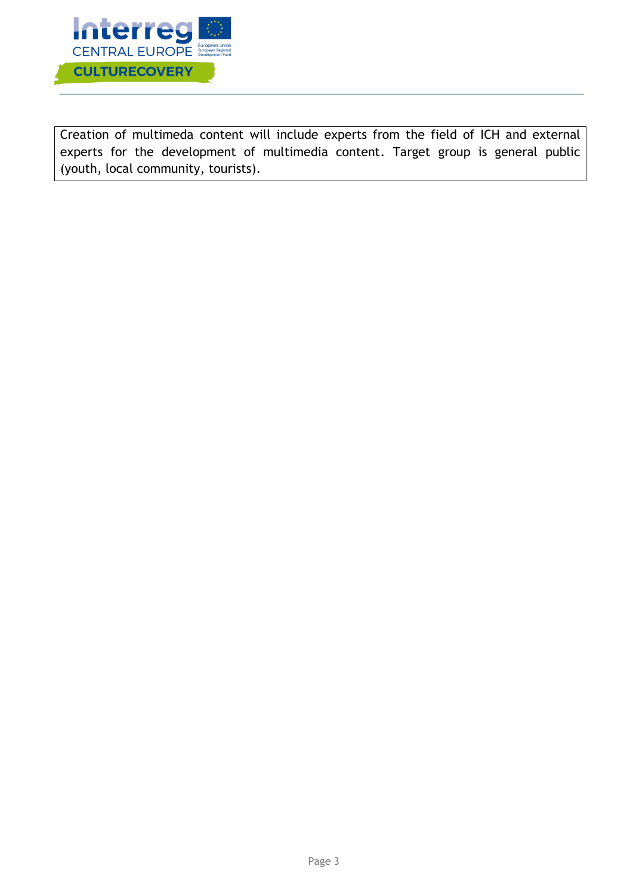Creation of multimeda content will include experts from the field of ICH and external experts for the development of multimedia content. Target group is general public (youth, local community, tourists).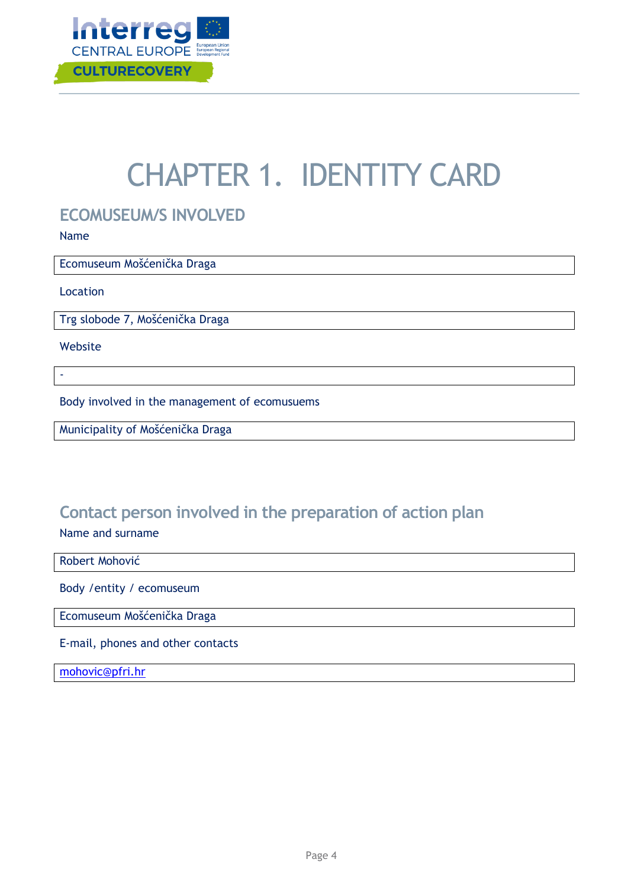# CHAPTER 1. IDENTITY CARD

## ECOMUSEUM/S INVOLVED

Name

Ecomuseum Mošćenička Draga

Location

Trg slobode 7, Mošćenička Draga

Website

-

Body involved in the management of ecomusuems

Municipality of Mošćenička Draga

## Contact person involved in the preparation of action plan

Name and surname

Robert Mohović

Body /entity / ecomuseum

Ecomuseum Mošćenička Draga

E-mail, phones and other contacts

mohovic@pfri.hr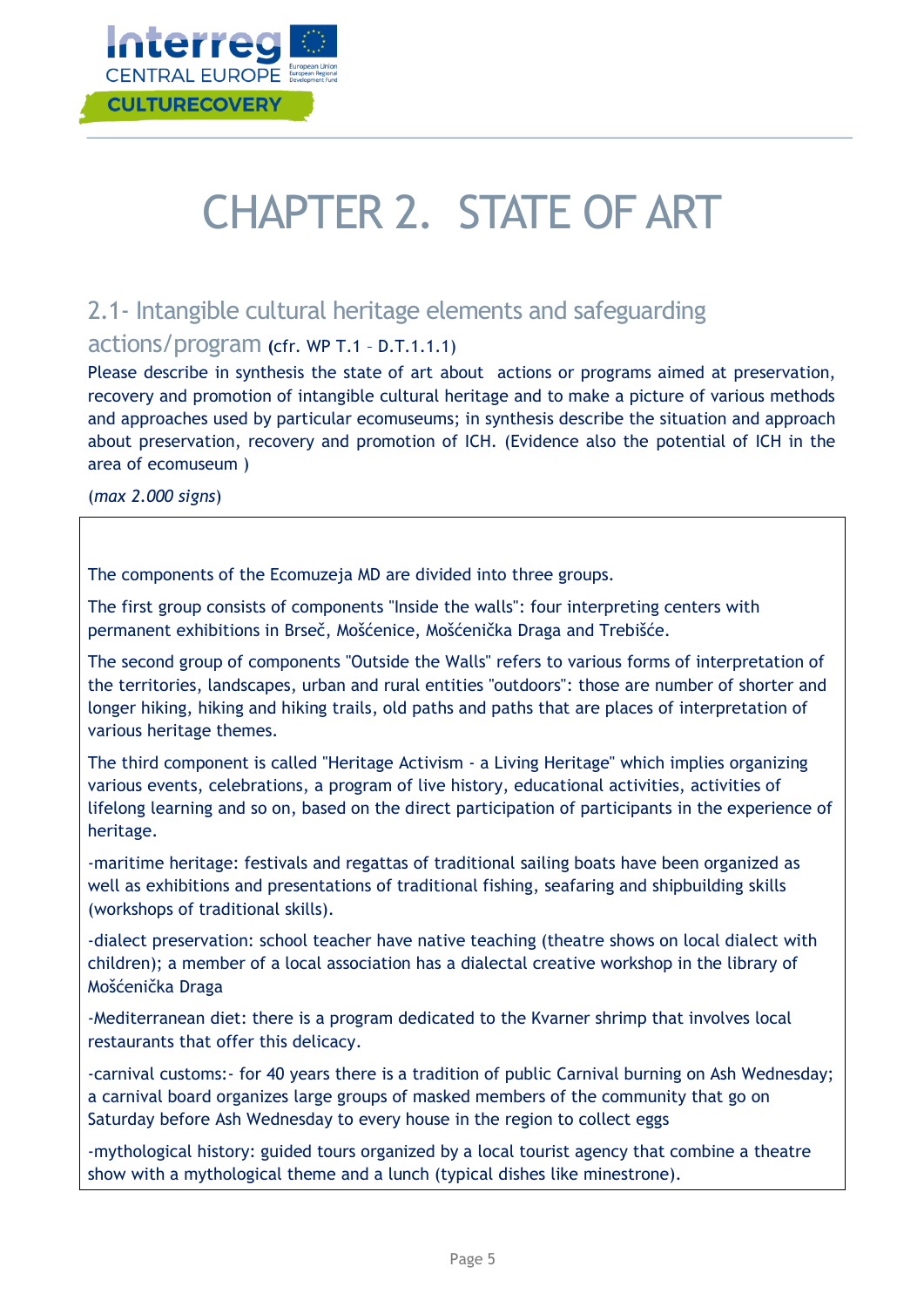# CHAPTER 2. STATE OF ART

## 2.1- Intangible cultural heritage elements and safeguarding actions/program (cfr. WP T.1 – D.T.1.1.1)

Please describe in synthesis the state of art about actions or programs aimed at preservation, recovery and promotion of intangible cultural heritage and to make a picture of various methods and approaches used by particular ecomuseums; in synthesis describe the situation and approach about preservation, recovery and promotion of ICH. (Evidence also the potential of ICH in the area of ecomuseum )

(*max 2.000 signs*)

The components of the Ecomuzeja MD are divided into three groups.

The first group consists of components "Inside the walls": four interpreting centers with permanent exhibitions in Brseč, Mošćenice, Mošćenička Draga and Trebišće.

The second group of components "Outside the Walls" refers to various forms of interpretation of the territories, landscapes, urban and rural entities "outdoors": those are number of shorter and longer hiking, hiking and hiking trails, old paths and paths that are places of interpretation of various heritage themes.

The third component is called "Heritage Activism - a Living Heritage" which implies organizing various events, celebrations, a program of live history, educational activities, activities of lifelong learning and so on, based on the direct participation of participants in the experience of heritage.

-maritime heritage: festivals and regattas of traditional sailing boats have been organized as well as exhibitions and presentations of traditional fishing, seafaring and shipbuilding skills (workshops of traditional skills).

-dialect preservation: school teacher have native teaching (theatre shows on local dialect with children); a member of a local association has a dialectal creative workshop in the library of Mošćenička Draga

-Mediterranean diet: there is a program dedicated to the Kvarner shrimp that involves local restaurants that offer this delicacy.

-carnival customs:- for 40 years there is a tradition of public Carnival burning on Ash Wednesday; a carnival board organizes large groups of masked members of the community that go on Saturday before Ash Wednesday to every house in the region to collect eggs

-mythological history: guided tours organized by a local tourist agency that combine a theatre show with a mythological theme and a lunch (typical dishes like minestrone).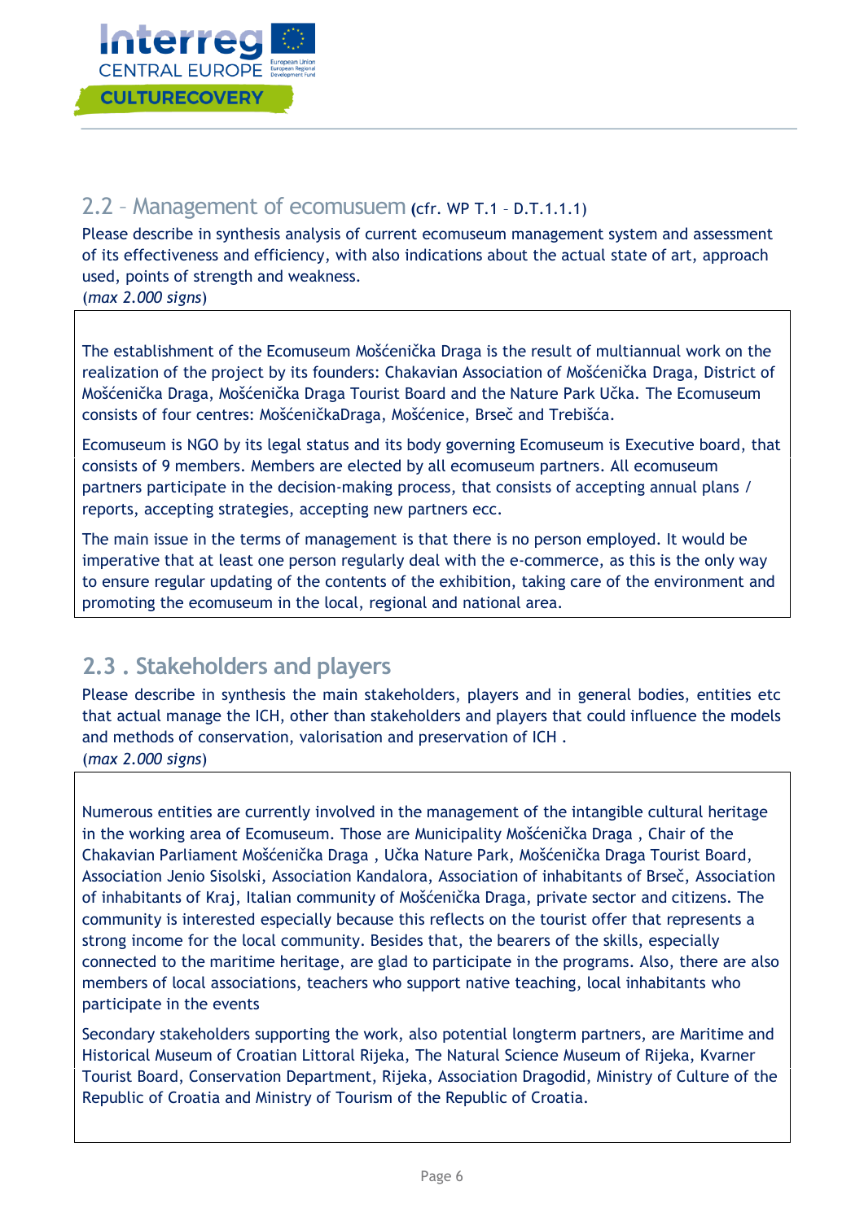## 2.2 – Management of ecomusuem (cfr. WP T.1 – D.T.1.1.1)

Please describe in synthesis analysis of current ecomuseum management system and assessment of its effectiveness and efficiency, with also indications about the actual state of art, approach used, points of strength and weakness.
(*max 2.000 signs*)

The establishment of the Ecomuseum Mošćenička Draga is the result of multiannual work on the realization of the project by its founders: Chakavian Association of Mošćenička Draga, District of Mošćenička Draga, Mošćenička Draga Tourist Board and the Nature Park Učka. The Ecomuseum consists of four centres: MošćeničkaDraga, Mošćenice, Brseč and Trebišća.

Ecomuseum is NGO by its legal status and its body governing Ecomuseum is Executive board, that consists of 9 members. Members are elected by all ecomuseum partners. All ecomuseum partners participate in the decision-making process, that consists of accepting annual plans / reports, accepting strategies, accepting new partners ecc.

The main issue in the terms of management is that there is no person employed. It would be imperative that at least one person regularly deal with the e-commerce, as this is the only way to ensure regular updating of the contents of the exhibition, taking care of the environment and promoting the ecomuseum in the local, regional and national area.

## 2.3 . Stakeholders and players

Please describe in synthesis the main stakeholders, players and in general bodies, entities etc that actual manage the ICH, other than stakeholders and players that could influence the models and methods of conservation, valorisation and preservation of ICH .
(*max 2.000 signs*)

Numerous entities are currently involved in the management of the intangible cultural heritage in the working area of Ecomuseum. Those are Municipality Mošćenička Draga , Chair of the Chakavian Parliament Mošćenička Draga , Učka Nature Park, Mošćenička Draga Tourist Board, Association Jenio Sisolski, Association Kandalora, Association of inhabitants of Brseč, Association of inhabitants of Kraj, Italian community of Mošćenička Draga, private sector and citizens. The community is interested especially because this reflects on the tourist offer that represents a strong income for the local community. Besides that, the bearers of the skills, especially connected to the maritime heritage, are glad to participate in the programs. Also, there are also members of local associations, teachers who support native teaching, local inhabitants who participate in the events

Secondary stakeholders supporting the work, also potential longterm partners, are Maritime and Historical Museum of Croatian Littoral Rijeka, The Natural Science Museum of Rijeka, Kvarner Tourist Board, Conservation Department, Rijeka, Association Dragodid, Ministry of Culture of the Republic of Croatia and Ministry of Tourism of the Republic of Croatia.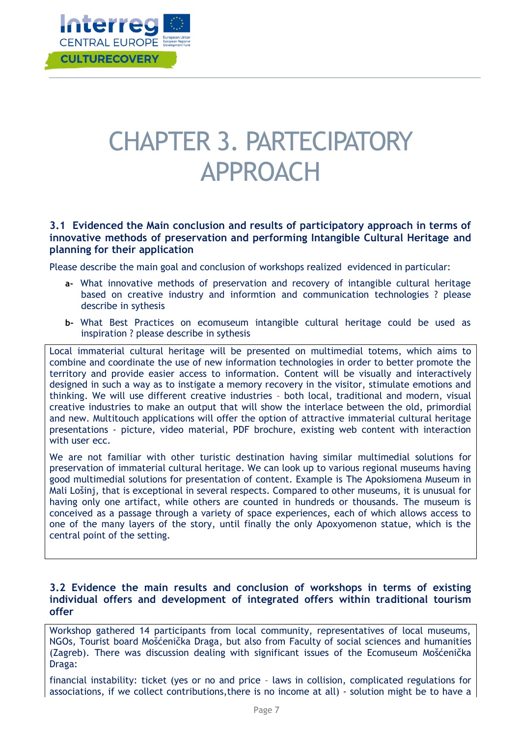# CHAPTER 3. PARTECIPATORY APPROACH

### 3.1 Evidenced the Main conclusion and results of participatory approach in terms of innovative methods of preservation and performing Intangible Cultural Heritage and planning for their application

Please describe the main goal and conclusion of workshops realized evidenced in particular:

- **a-** What innovative methods of preservation and recovery of intangible cultural heritage based on creative industry and informtion and communication technologies ? please describe in sythesis
- **b-** What Best Practices on ecomuseum intangible cultural heritage could be used as inspiration ? please describe in sythesis

Local immaterial cultural heritage will be presented on multimedial totems, which aims to combine and coordinate the use of new information technologies in order to better promote the territory and provide easier access to information. Content will be visually and interactively designed in such a way as to instigate a memory recovery in the visitor, stimulate emotions and thinking. We will use different creative industries – both local, traditional and modern, visual creative industries to make an output that will show the interlace between the old, primordial and new. Multitouch applications will offer the option of attractive immaterial cultural heritage presentations - picture, video material, PDF brochure, existing web content with interaction with user ecc.

We are not familiar with other turistic destination having similar multimedial solutions for preservation of immaterial cultural heritage. We can look up to various regional museums having good multimedial solutions for presentation of content. Example is The Apoksiomena Museum in Mali Lošinj, that is exceptional in several respects. Compared to other museums, it is unusual for having only one artifact, while others are counted in hundreds or thousands. The museum is conceived as a passage through a variety of space experiences, each of which allows access to one of the many layers of the story, until finally the only Apoxyomenon statue, which is the central point of the setting.

### 3.2 Evidence the main results and conclusion of workshops in terms of existing individual offers and development of integrated offers within traditional tourism offer

Workshop gathered 14 participants from local community, representatives of local museums, NGOs, Tourist board Mošćenička Draga, but also from Faculty of social sciences and humanities (Zagreb). There was discussion dealing with significant issues of the Ecomuseum Mošćenička Draga:

financial instability: ticket (yes or no and price – laws in collision, complicated regulations for associations, if we collect contributions,there is no income at all) - solution might be to have a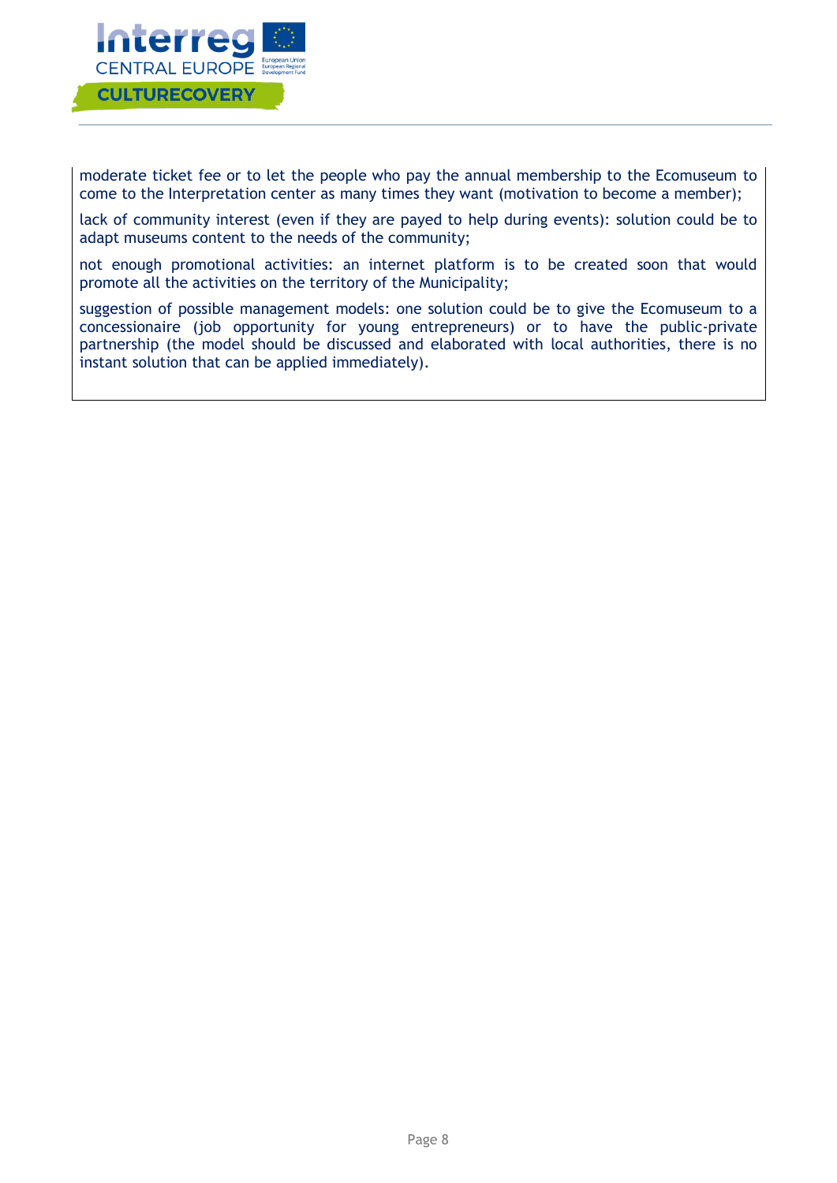moderate ticket fee or to let the people who pay the annual membership to the Ecomuseum to come to the Interpretation center as many times they want (motivation to become a member);

lack of community interest (even if they are payed to help during events): solution could be to adapt museums content to the needs of the community;

not enough promotional activities: an internet platform is to be created soon that would promote all the activities on the territory of the Municipality;

suggestion of possible management models: one solution could be to give the Ecomuseum to a concessionaire (job opportunity for young entrepreneurs) or to have the public-private partnership (the model should be discussed and elaborated with local authorities, there is no instant solution that can be applied immediately).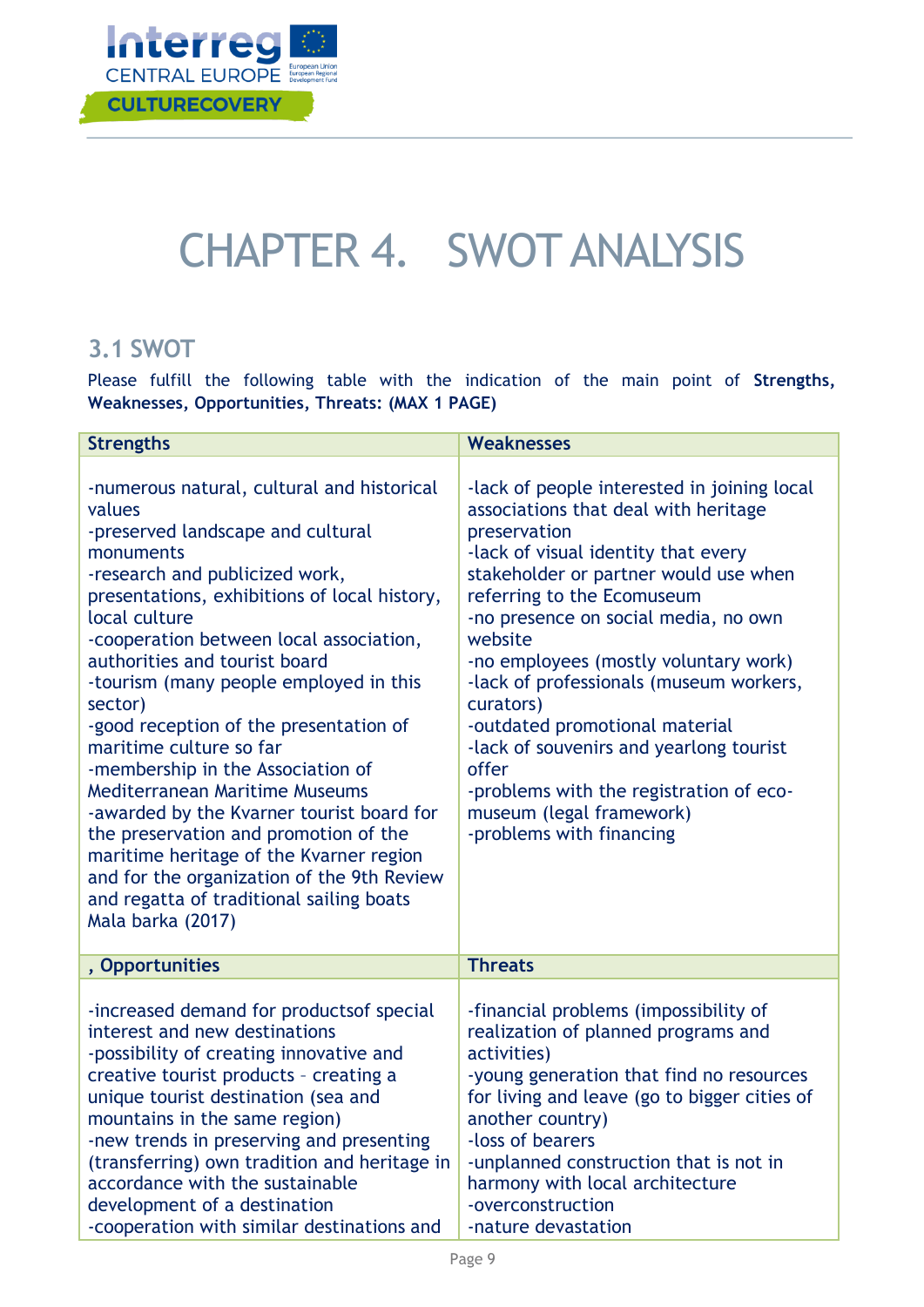# CHAPTER 4. SWOT ANALYSIS

## 3.1 SWOT

Please fulfill the following table with the indication of the main point of **Strengths, Weaknesses, Opportunities, Threats: (MAX 1 PAGE)**

| Strengths | Weaknesses |
|---|---|
| -numerous natural, cultural and historical values<br>-preserved landscape and cultural monuments<br>-research and publicized work, presentations, exhibitions of local history, local culture<br>-cooperation between local association, authorities and tourist board<br>-tourism (many people employed in this sector)<br>-good reception of the presentation of maritime culture so far<br>-membership in the Association of Mediterranean Maritime Museums<br>-awarded by the Kvarner tourist board for the preservation and promotion of the maritime heritage of the Kvarner region and for the organization of the 9th Review and regatta of traditional sailing boats Mala barka (2017) | -lack of people interested in joining local associations that deal with heritage preservation<br>-lack of visual identity that every stakeholder or partner would use when referring to the Ecomuseum<br>-no presence on social media, no own website<br>-no employees (mostly voluntary work)<br>-lack of professionals (museum workers, curators)<br>-outdated promotional material<br>-lack of souvenirs and yearlong tourist offer<br>-problems with the registration of eco-museum (legal framework)<br>-problems with financing |
| **, Opportunities** | **Threats** |
| -increased demand for productsof special interest and new destinations<br>-possibility of creating innovative and creative tourist products – creating a unique tourist destination (sea and mountains in the same region)<br>-new trends in preserving and presenting (transferring) own tradition and heritage in accordance with the sustainable development of a destination<br>-cooperation with similar destinations and | -financial problems (impossibility of realization of planned programs and activities)<br>-young generation that find no resources for living and leave (go to bigger cities of another country)<br>-loss of bearers<br>-unplanned construction that is not in harmony with local architecture<br>-overconstruction<br>-nature devastation |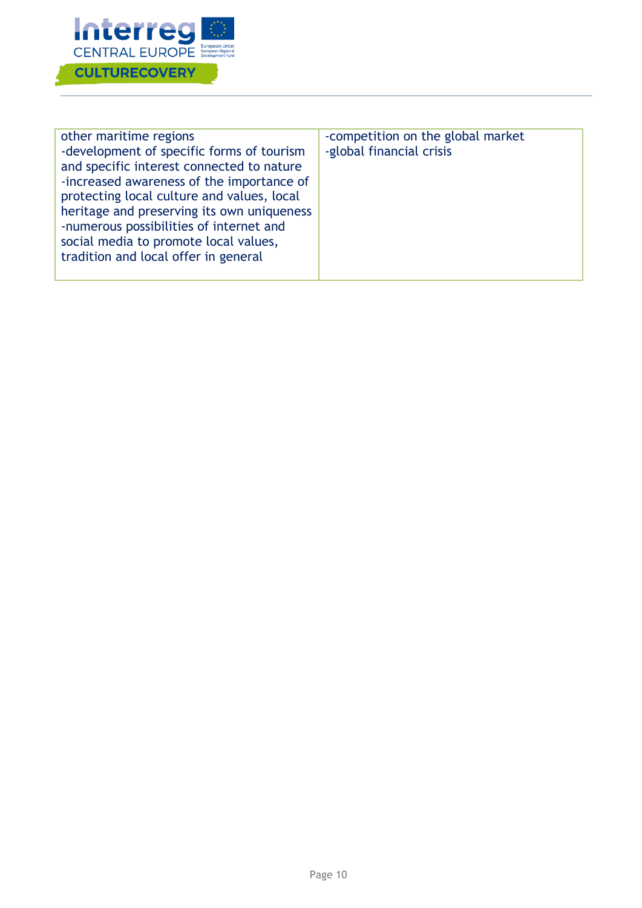| | |
|---|---|
| other maritime regions<br>-development of specific forms of tourism and specific interest connected to nature<br>-increased awareness of the importance of protecting local culture and values, local heritage and preserving its own uniqueness<br>-numerous possibilities of internet and social media to promote local values, tradition and local offer in general | -competition on the global market<br>-global financial crisis |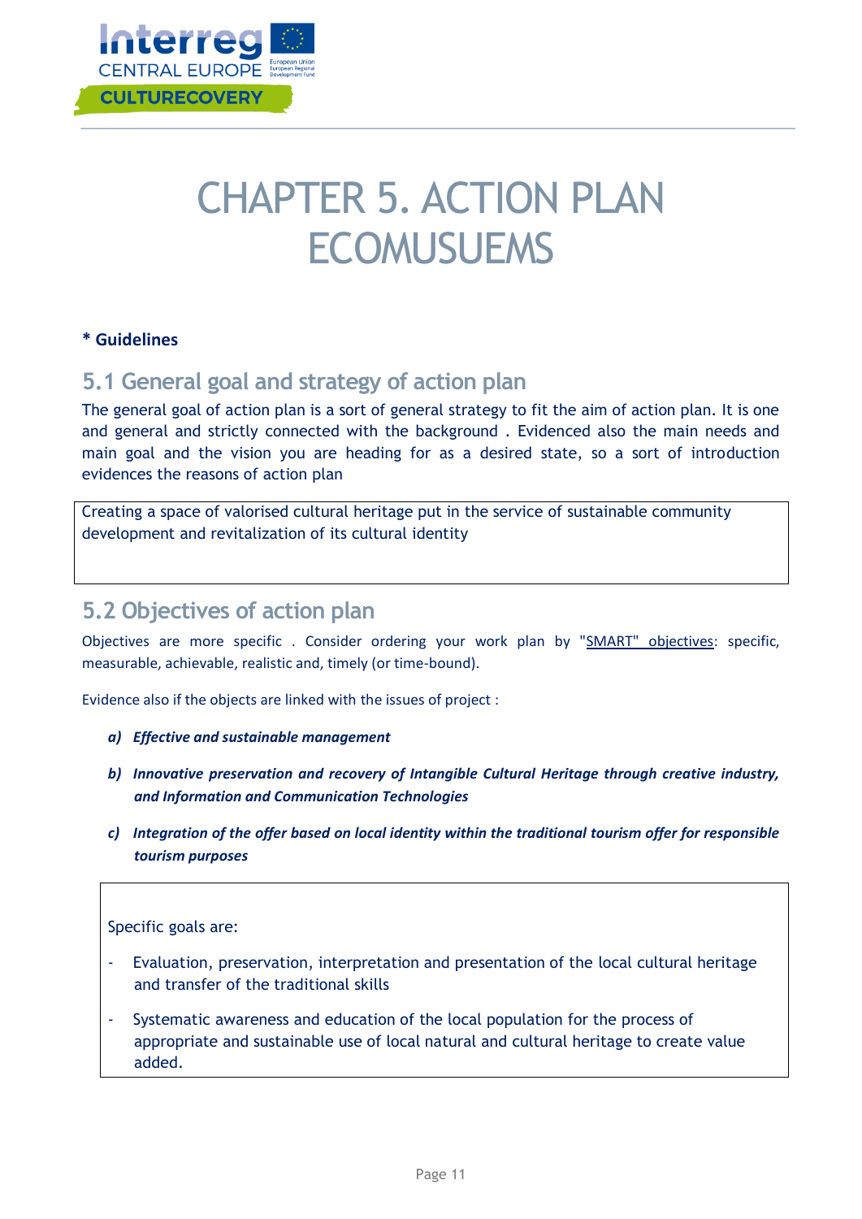# CHAPTER 5. ACTION PLAN ECOMUSUEMS

**\* Guidelines**

## 5.1 General goal and strategy of action plan

The general goal of action plan is a sort of general strategy to fit the aim of action plan. It is one and general and strictly connected with the background . Evidenced also the main needs and main goal and the vision you are heading for as a desired state, so a sort of introduction evidences the reasons of action plan

Creating a space of valorised cultural heritage put in the service of sustainable community development and revitalization of its cultural identity

## 5.2 Objectives of action plan

Objectives are more specific . Consider ordering your work plan by "SMART" objectives: specific, measurable, achievable, realistic and, timely (or time-bound).

Evidence also if the objects are linked with the issues of project :

a) ***Effective and sustainable management***

b) ***Innovative preservation and recovery of Intangible Cultural Heritage through creative industry, and Information and Communication Technologies***

c) ***Integration of the offer based on local identity within the traditional tourism offer for responsible tourism purposes***

Specific goals are:

- Evaluation, preservation, interpretation and presentation of the local cultural heritage and transfer of the traditional skills
- Systematic awareness and education of the local population for the process of appropriate and sustainable use of local natural and cultural heritage to create value added.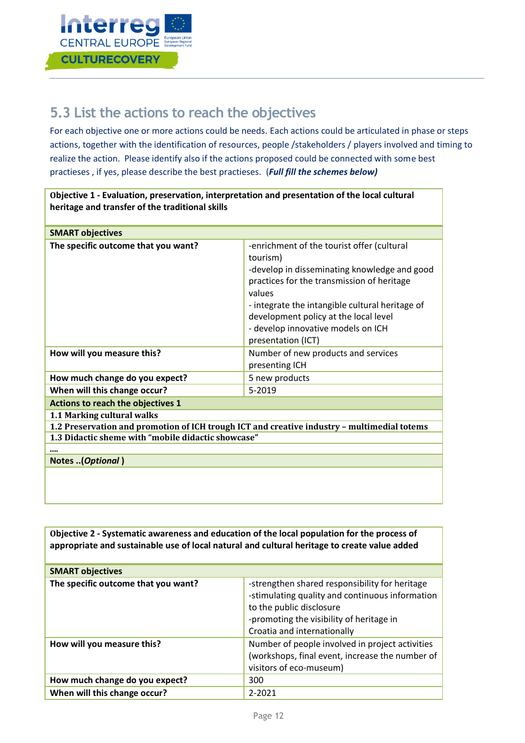## 5.3 List the actions to reach the objectives

For each objective one or more actions could be needs. Each actions could be articulated in phase or steps actions, together with the identification of resources, people /stakeholders / players involved and timing to realize the action. Please identify also if the actions proposed could be connected with some best practieses , if yes, please describe the best practieses. (***Full fill the schemes below)***

| **Objective 1 - Evaluation, preservation, interpretation and presentation of the local cultural heritage and transfer of the traditional skills** | |
|---|---|
| **SMART objectives** | |
| **The specific outcome that you want?** | -enrichment of the tourist offer (cultural tourism)<br>-develop in disseminating knowledge and good practices for the transmission of heritage values<br>- integrate the intangible cultural heritage of development policy at the local level<br>- develop innovative models on ICH presentation (ICT) |
| **How will you measure this?** | Number of new products and services presenting ICH |
| **How much change do you expect?** | 5 new products |
| **When will this change occur?** | 5-2019 |
| **Actions to reach the objectives 1** | |
| **1.1 Marking cultural walks** | |
| **1.2 Preservation and promotion of ICH trough ICT and creative industry – multimedial totems** | |
| **1.3 Didactic sheme with "mobile didactic showcase"** | |
| **….** | |
| **Notes ..(*Optional* )** | |
| | |

| **Objective 2 - Systematic awareness and education of the local population for the process of appropriate and sustainable use of local natural and cultural heritage to create value added** | |
|---|---|
| **SMART objectives** | |
| **The specific outcome that you want?** | -strengthen shared responsibility for heritage<br>-stimulating quality and continuous information to the public disclosure<br>-promoting the visibility of heritage in Croatia and internationally |
| **How will you measure this?** | Number of people involved in project activities (workshops, final event, increase the number of visitors of eco-museum) |
| **How much change do you expect?** | 300 |
| **When will this change occur?** | 2-2021 |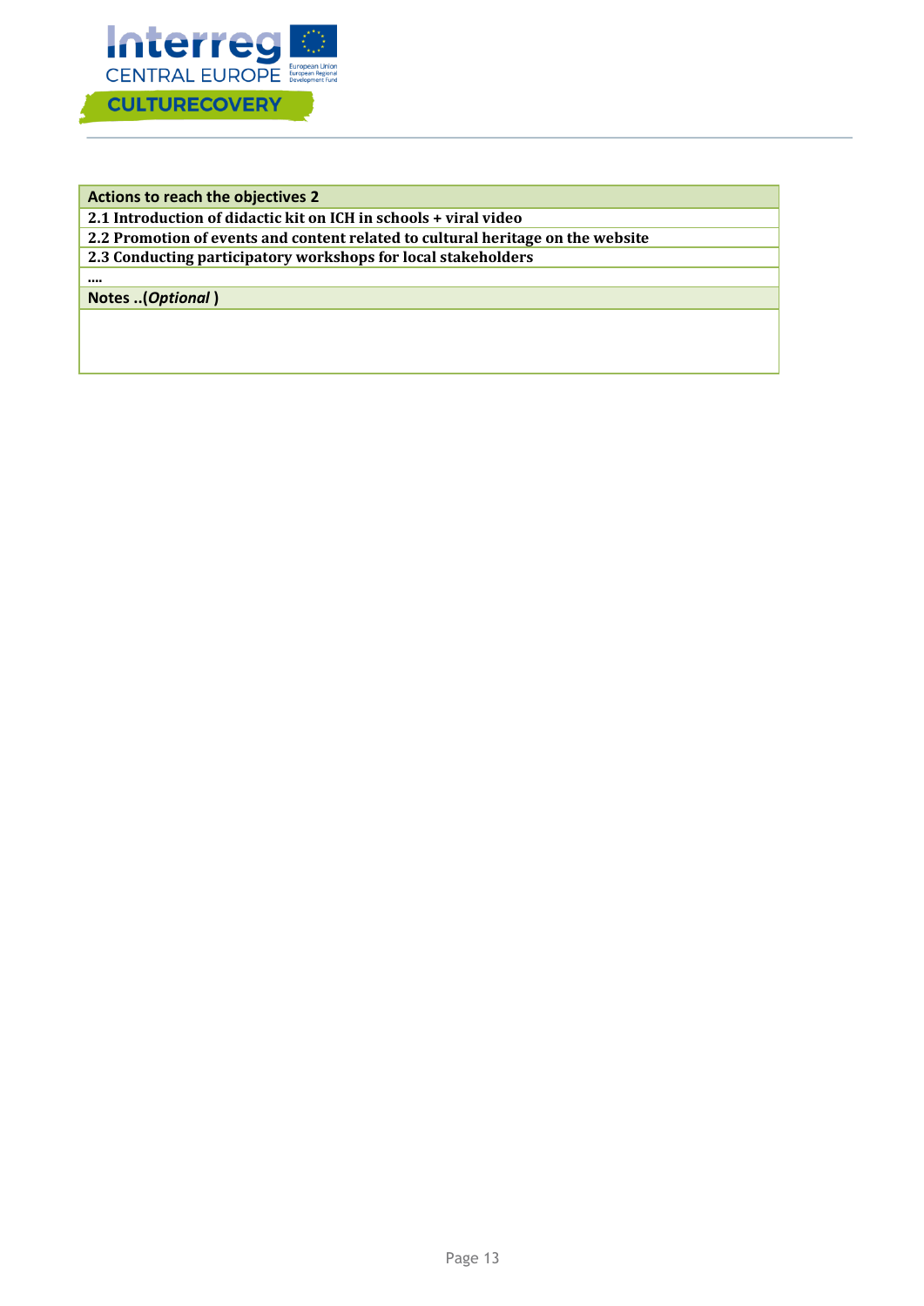| Actions to reach the objectives 2 |
|---|
| **2.1 Introduction of didactic kit on ICH in schools + viral video** |
| **2.2 Promotion of events and content related to cultural heritage on the website** |
| **2.3 Conducting participatory workshops for local stakeholders** |
| **....** |
| **Notes ..(*Optional* )** |
| |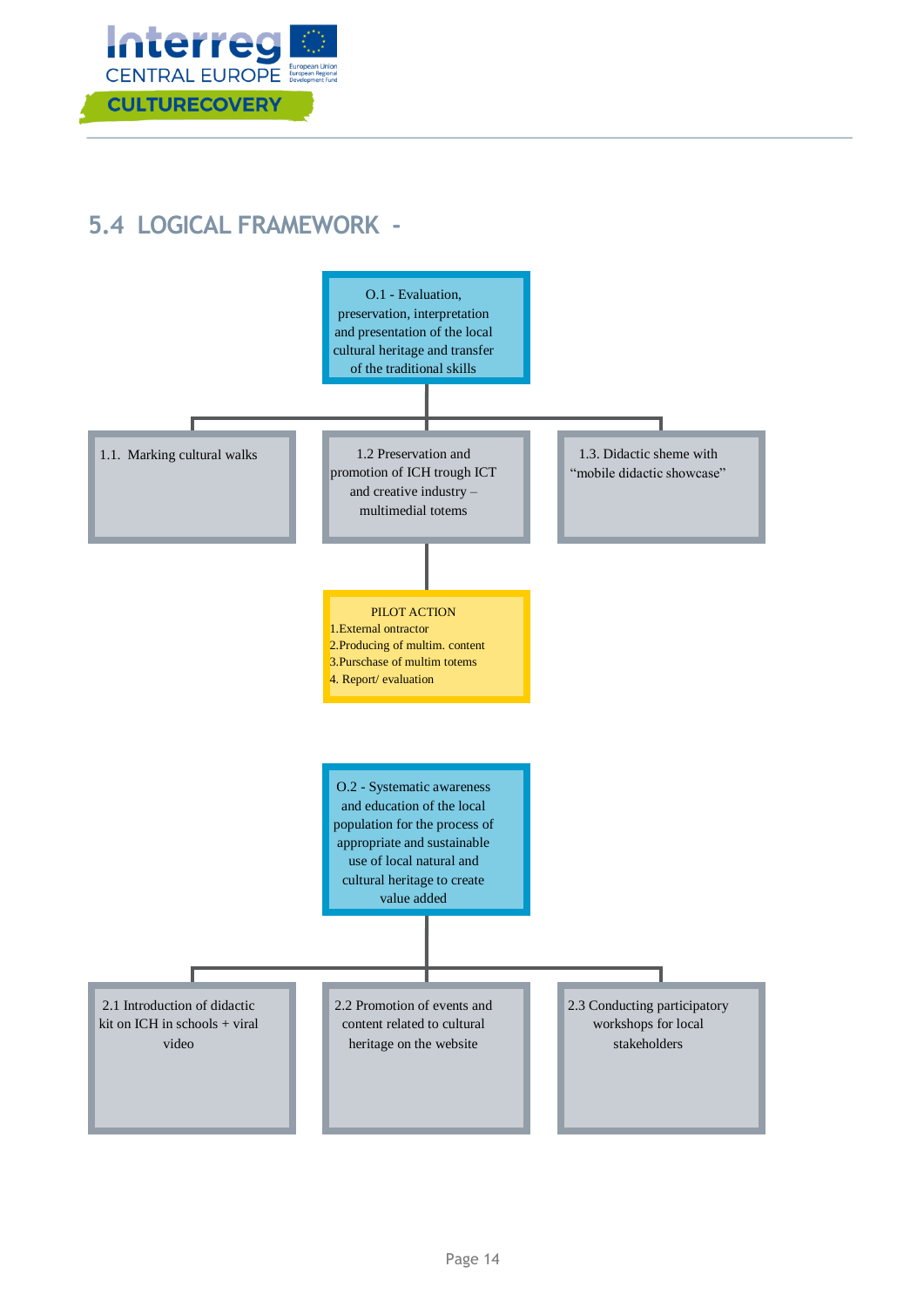## 5.4 LOGICAL FRAMEWORK -

**O.1 - Evaluation, preservation, interpretation and presentation of the local cultural heritage and transfer of the traditional skills**

- 1.1. Marking cultural walks
- 1.2 Preservation and promotion of ICH trough ICT and creative industry – multimedial totems
  - PILOT ACTION
    1. External ontractor
    2. Producing of multim. content
    3. Purschase of multim totems
    4. Report/ evaluation
- 1.3. Didactic sheme with "mobile didactic showcase"

**O.2 - Systematic awareness and education of the local population for the process of appropriate and sustainable use of local natural and cultural heritage to create value added**

- 2.1 Introduction of didactic kit on ICH in schools + viral video
- 2.2 Promotion of events and content related to cultural heritage on the website
- 2.3 Conducting participatory workshops for local stakeholders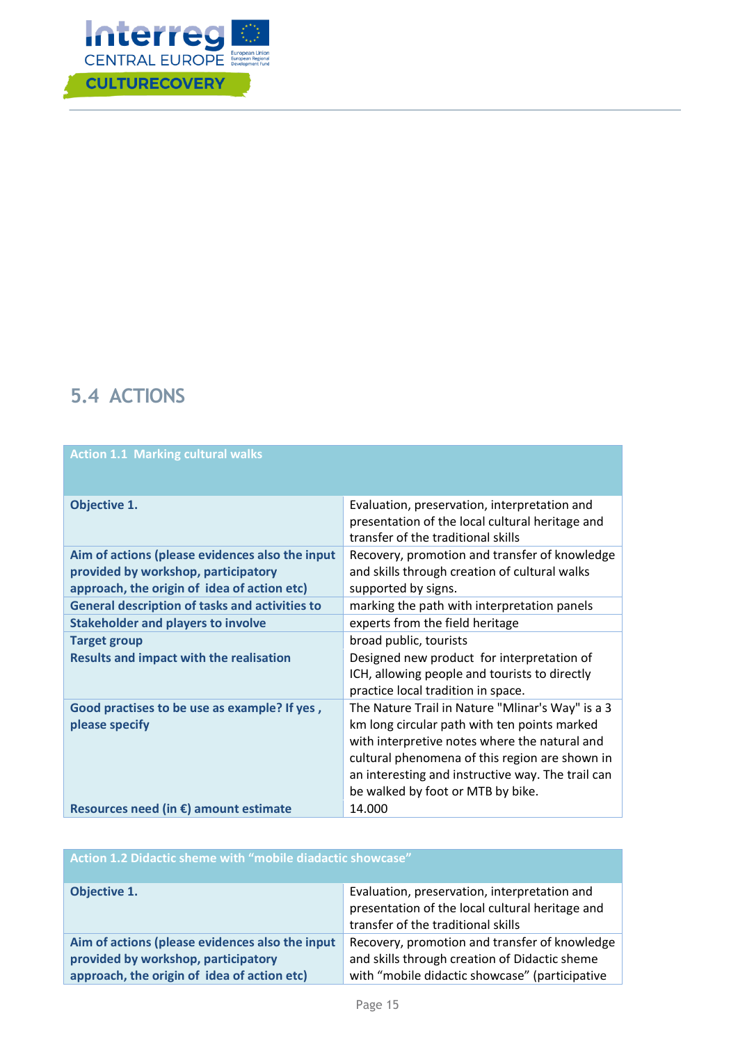## 5.4 ACTIONS

| Action 1.1 Marking cultural walks | |
|---|---|
| **Objective 1.** | Evaluation, preservation, interpretation and presentation of the local cultural heritage and transfer of the traditional skills |
| **Aim of actions (please evidences also the input provided by workshop, participatory approach, the origin of idea of action etc)** | Recovery, promotion and transfer of knowledge and skills through creation of cultural walks supported by signs. |
| **General description of tasks and activities to** | marking the path with interpretation panels |
| **Stakeholder and players to involve** | experts from the field heritage |
| **Target group** | broad public, tourists |
| **Results and impact with the realisation** | Designed new product for interpretation of ICH, allowing people and tourists to directly practice local tradition in space. |
| **Good practises to be use as example? If yes , please specify** | The Nature Trail in Nature "Mlinar's Way" is a 3 km long circular path with ten points marked with interpretive notes where the natural and cultural phenomena of this region are shown in an interesting and instructive way. The trail can be walked by foot or MTB by bike. |
| **Resources need (in €) amount estimate** | 14.000 |

| Action 1.2 Didactic sheme with "mobile diadactic showcase" | |
|---|---|
| **Objective 1.** | Evaluation, preservation, interpretation and presentation of the local cultural heritage and transfer of the traditional skills |
| **Aim of actions (please evidences also the input provided by workshop, participatory approach, the origin of idea of action etc)** | Recovery, promotion and transfer of knowledge and skills through creation of Didactic sheme with "mobile didactic showcase" (participative |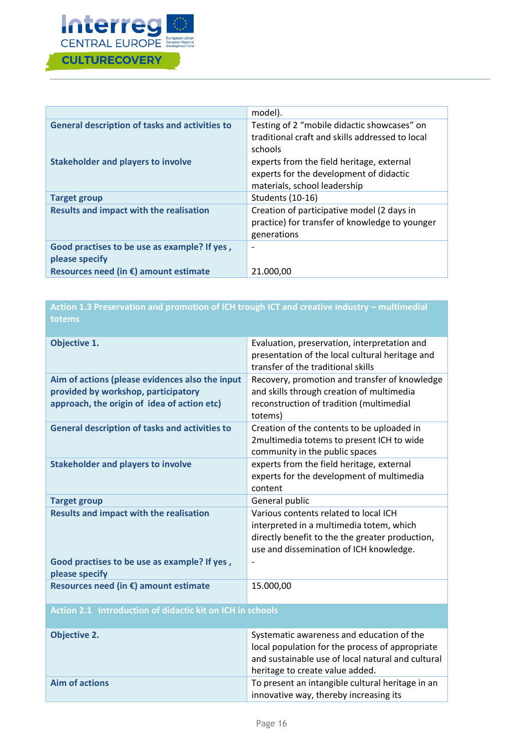| | |
|---|---|
| | model). |
| **General description of tasks and activities to** | Testing of 2 “mobile didactic showcases” on traditional craft and skills addressed to local schools |
| **Stakeholder and players to involve** | experts from the field heritage, external experts for the development of didactic materials, school leadership |
| **Target group** | Students (10-16) |
| **Results and impact with the realisation** | Creation of participative model (2 days in practice) for transfer of knowledge to younger generations |
| **Good practises to be use as example? If yes , please specify** | - |
| **Resources need (in €) amount estimate** | 21.000,00 |

| **Action 1.3 Preservation and promotion of ICH trough ICT and creative industry – multimedial totems** | |
|---|---|
| **Objective 1.** | Evaluation, preservation, interpretation and presentation of the local cultural heritage and transfer of the traditional skills |
| **Aim of actions (please evidences also the input provided by workshop, participatory approach, the origin of idea of action etc)** | Recovery, promotion and transfer of knowledge and skills through creation of multimedia reconstruction of tradition (multimedial totems) |
| **General description of tasks and activities to** | Creation of the contents to be uploaded in 2multimedia totems to present ICH to wide community in the public spaces |
| **Stakeholder and players to involve** | experts from the field heritage, external experts for the development of multimedia content |
| **Target group** | General public |
| **Results and impact with the realisation** | Various contents related to local ICH interpreted in a multimedia totem, which directly benefit to the the greater production, use and dissemination of ICH knowledge. |
| **Good practises to be use as example? If yes , please specify** | - |
| **Resources need (in €) amount estimate** | 15.000,00 |
| **Action 2.1 Introduction of didactic kit on ICH in schools** | |
| **Objective 2.** | Systematic awareness and education of the local population for the process of appropriate and sustainable use of local natural and cultural heritage to create value added. |
| **Aim of actions** | To present an intangible cultural heritage in an innovative way, thereby increasing its |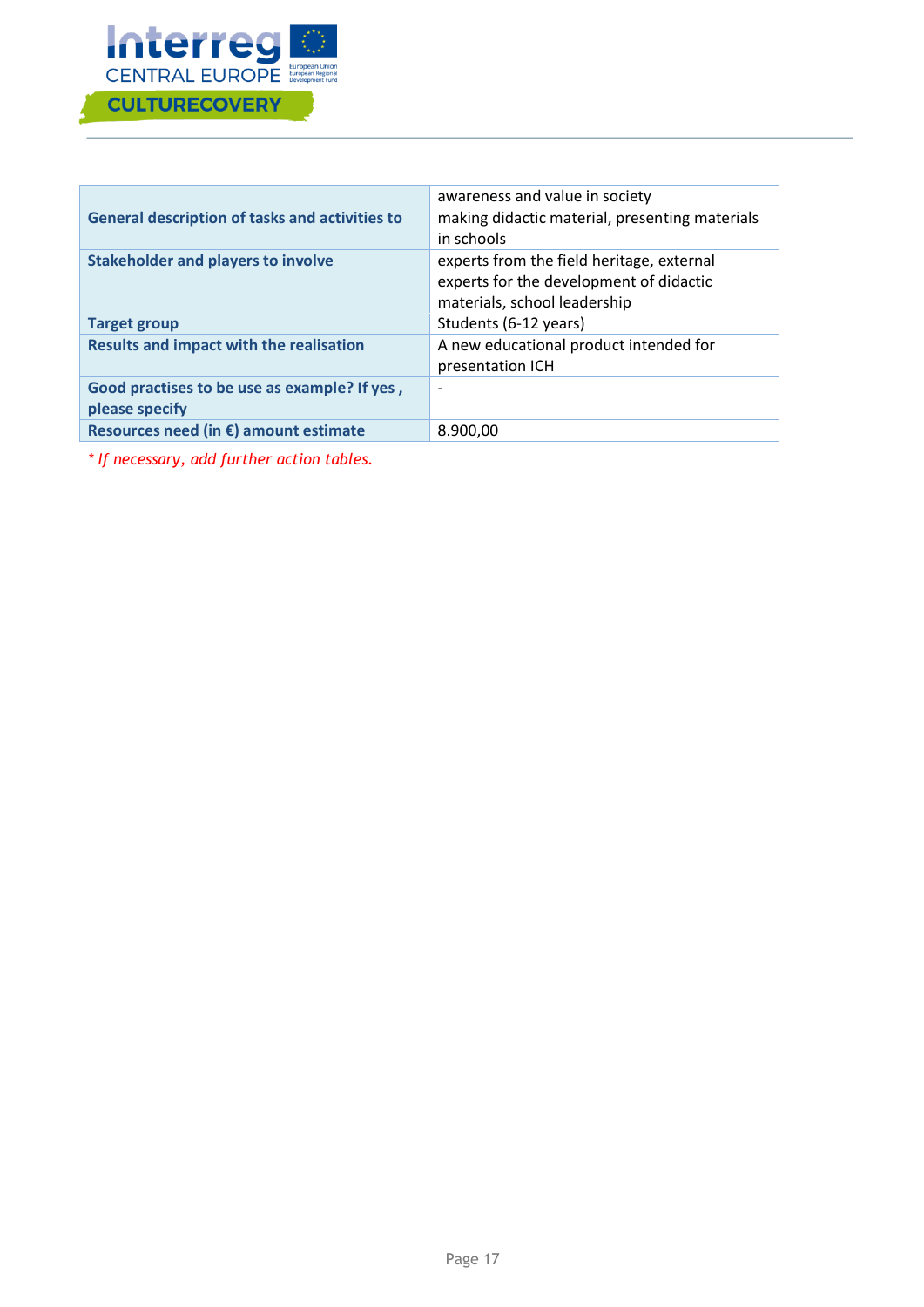|  |  |
|---|---|
|  | awareness and value in society |
| **General description of tasks and activities to** | making didactic material, presenting materials in schools |
| **Stakeholder and players to involve** | experts from the field heritage, external experts for the development of didactic materials, school leadership |
| **Target group** | Students (6-12 years) |
| **Results and impact with the realisation** | A new educational product intended for presentation ICH |
| **Good practises to be use as example? If yes , please specify** | - |
| **Resources need (in €) amount estimate** | 8.900,00 |

*\* If necessary, add further action tables.*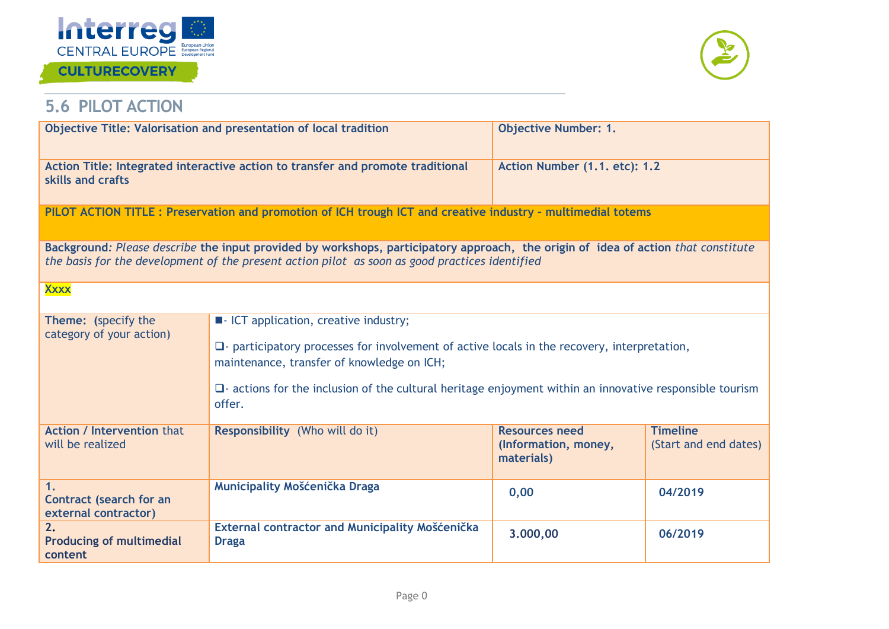## 5.6 PILOT ACTION

| **Objective Title: Valorisation and presentation of local tradition** | | **Objective Number: 1.** | |
|---|---|---|---|
| **Action Title: Integrated interactive action to transfer and promote traditional skills and crafts** | | **Action Number (1.1. etc): 1.2** | |
| **PILOT ACTION TITLE : Preservation and promotion of ICH trough ICT and creative industry – multimedial totems** | | | |
| **Background**: *Please describe* **the input provided by workshops, participatory approach, the origin of idea of action** *that constitute the basis for the development of the present action pilot as soon as good practices identified* | | | |
| Xxxx | | | |
| **Theme: (**specify the category of your action) | ■- ICT application, creative industry;<br><br>❑- participatory processes for involvement of active locals in the recovery, interpretation, maintenance, transfer of knowledge on ICH;<br><br>❑- actions for the inclusion of the cultural heritage enjoyment within an innovative responsible tourism offer. | | |
| **Action / Intervention** that will be realized | **Responsibility** (Who will do it) | **Resources need (Information, money, materials)** | **Timeline** (Start and end dates) |
| **1. Contract (search for an external contractor)** | **Municipality Mošćenička Draga** | **0,00** | **04/2019** |
| **2. Producing of multimedial content** | **External contractor and Municipality Mošćenička Draga** | **3.000,00** | **06/2019** |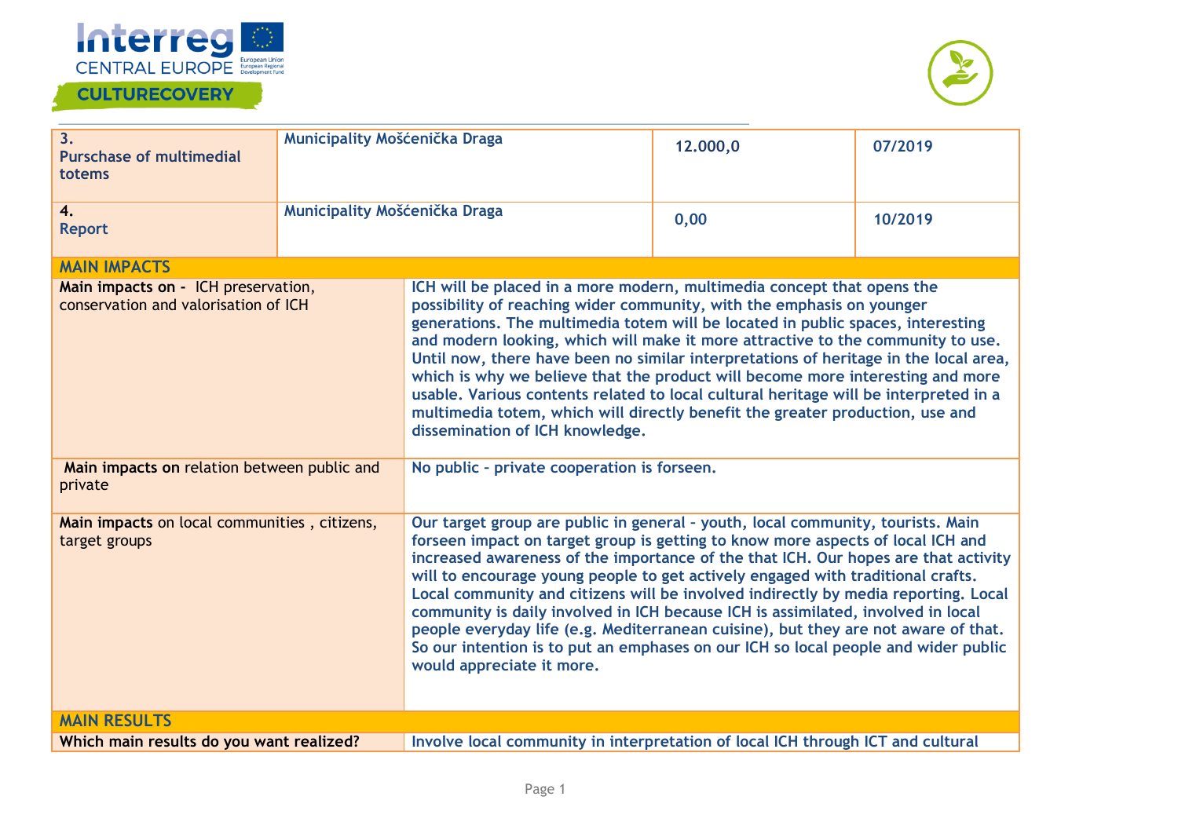| | | | |
|---|---|---|---|
| 3.<br>Purschase of multimedial totems | Municipality Mošćenička Draga | 12.000,0 | 07/2019 |
| 4.<br>Report | Municipality Mošćenička Draga | 0,00 | 10/2019 |

| **MAIN IMPACTS** | |
|---|---|
| **Main impacts on -** ICH preservation, conservation and valorisation of ICH | ICH will be placed in a more modern, multimedia concept that opens the possibility of reaching wider community, with the emphasis on younger generations. The multimedia totem will be located in public spaces, interesting and modern looking, which will make it more attractive to the community to use. Until now, there have been no similar interpretations of heritage in the local area, which is why we believe that the product will become more interesting and more usable. Various contents related to local cultural heritage will be interpreted in a multimedia totem, which will directly benefit the greater production, use and dissemination of ICH knowledge. |
| **Main impacts on** relation between public and private | No public - private cooperation is forseen. |
| **Main impacts** on local communities , citizens, target groups | Our target group are public in general - youth, local community, tourists. Main forseen impact on target group is getting to know more aspects of local ICH and increased awareness of the importance of the that ICH. Our hopes are that activity will to encourage young people to get actively engaged with traditional crafts. Local community and citizens will be involved indirectly by media reporting. Local community is daily involved in ICH because ICH is assimilated, involved in local people everyday life (e.g. Mediterranean cuisine), but they are not aware of that. So our intention is to put an emphases on our ICH so local people and wider public would appreciate it more. |

| **MAIN RESULTS** | |
|---|---|
| **Which main results do you want realized?** | Involve local community in interpretation of local ICH through ICT and cultural |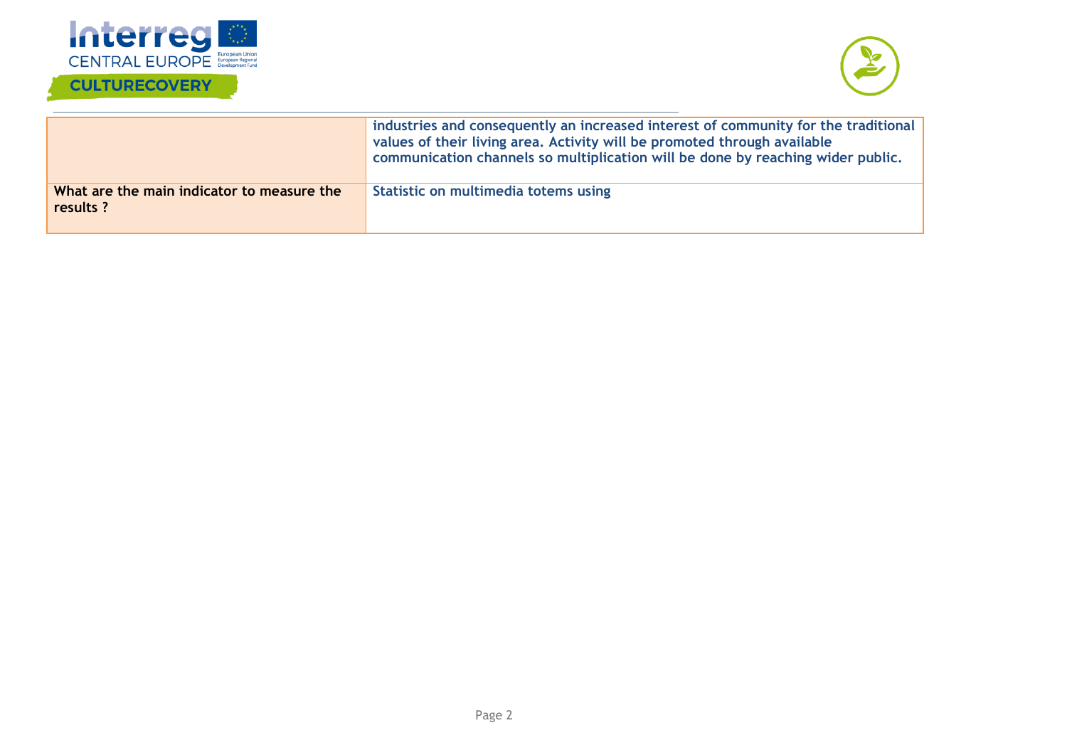| | |
|---|---|
| | **industries and consequently an increased interest of community for the traditional values of their living area. Activity will be promoted through available communication channels so multiplication will be done by reaching wider public.** |
| **What are the main indicator to measure the results ?** | **Statistic on multimedia totems using** |